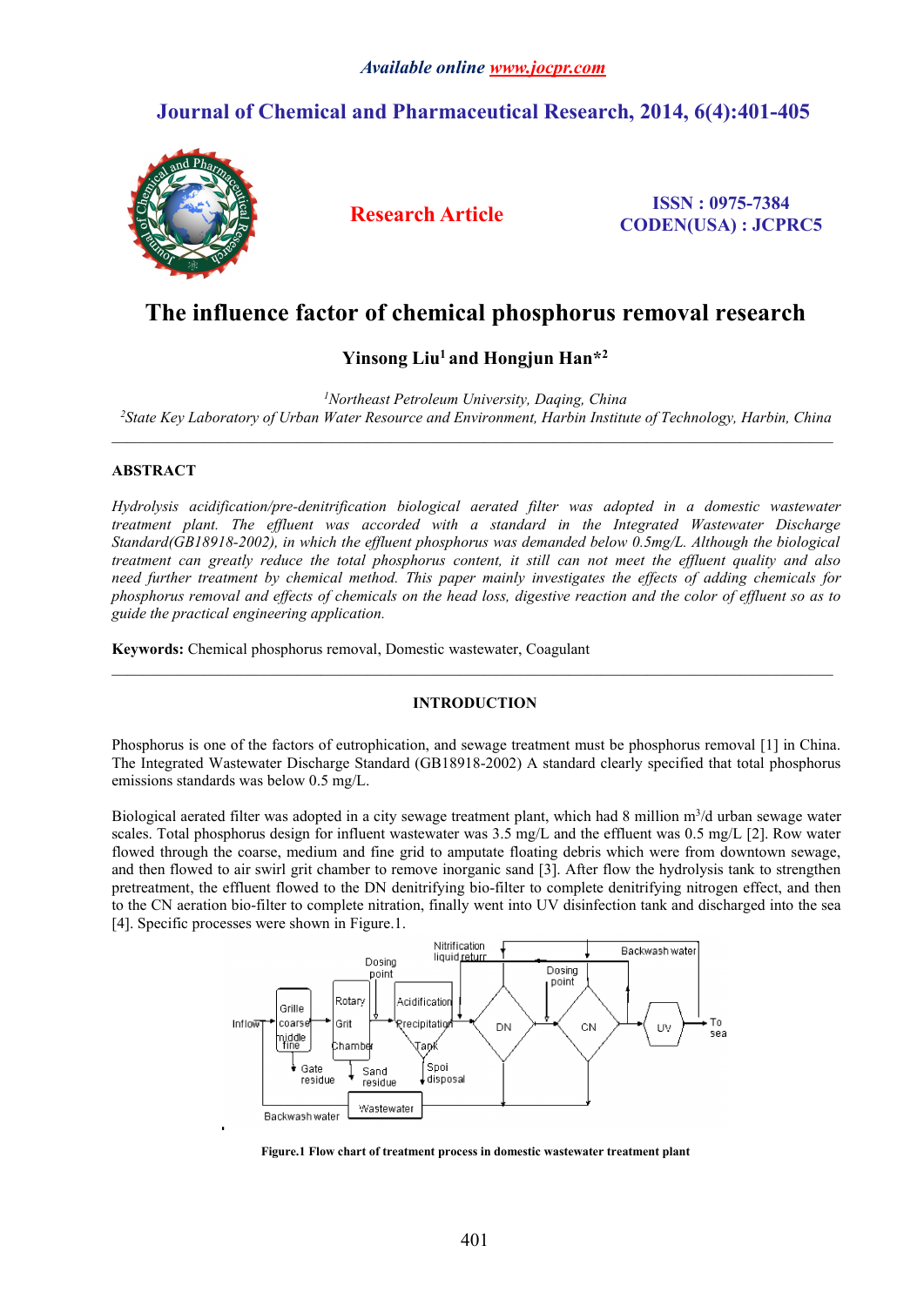# The influence factor of chemical phosphorus removal research

**Yinsong Liu[1] and Hongjun Han*[2]**

*[1]Northeast Petroleum University, Daqing, China*
*[2]State Key Laboratory of Urban Water Resource and Environment, Harbin Institute of Technology, Harbin, China*

---

## ABSTRACT

*Hydrolysis acidification/pre-denitrification biological aerated filter was adopted in a domestic wastewater treatment plant. The effluent was accorded with a standard in the Integrated Wastewater Discharge Standard(GB18918-2002), in which the effluent phosphorus was demanded below 0.5mg/L. Although the biological treatment can greatly reduce the total phosphorus content, it still can not meet the effluent quality and also need further treatment by chemical method. This paper mainly investigates the effects of adding chemicals for phosphorus removal and effects of chemicals on the head loss, digestive reaction and the color of effluent so as to guide the practical engineering application.*

**Keywords:** Chemical phosphorus removal, Domestic wastewater, Coagulant

---

## INTRODUCTION

Phosphorus is one of the factors of eutrophication, and sewage treatment must be phosphorus removal [1] in China. The Integrated Wastewater Discharge Standard (GB18918-2002) A standard clearly specified that total phosphorus emissions standards was below 0.5 mg/L.

Biological aerated filter was adopted in a city sewage treatment plant, which had 8 million $m^3$/d urban sewage water scales. Total phosphorus design for influent wastewater was 3.5 mg/L and the effluent was 0.5 mg/L [2]. Row water flowed through the coarse, medium and fine grid to amputate floating debris which were from downtown sewage, and then flowed to air swirl grit chamber to remove inorganic sand [3]. After flow the hydrolysis tank to strengthen pretreatment, the effluent flowed to the DN denitrifying bio-filter to complete denitrifying nitrogen effect, and then to the CN aeration bio-filter to complete nitration, finally went into UV disinfection tank and discharged into the sea [4]. Specific processes were shown in Figure.1.

**Figure.1 Flow chart of treatment process in domestic wastewater treatment plant**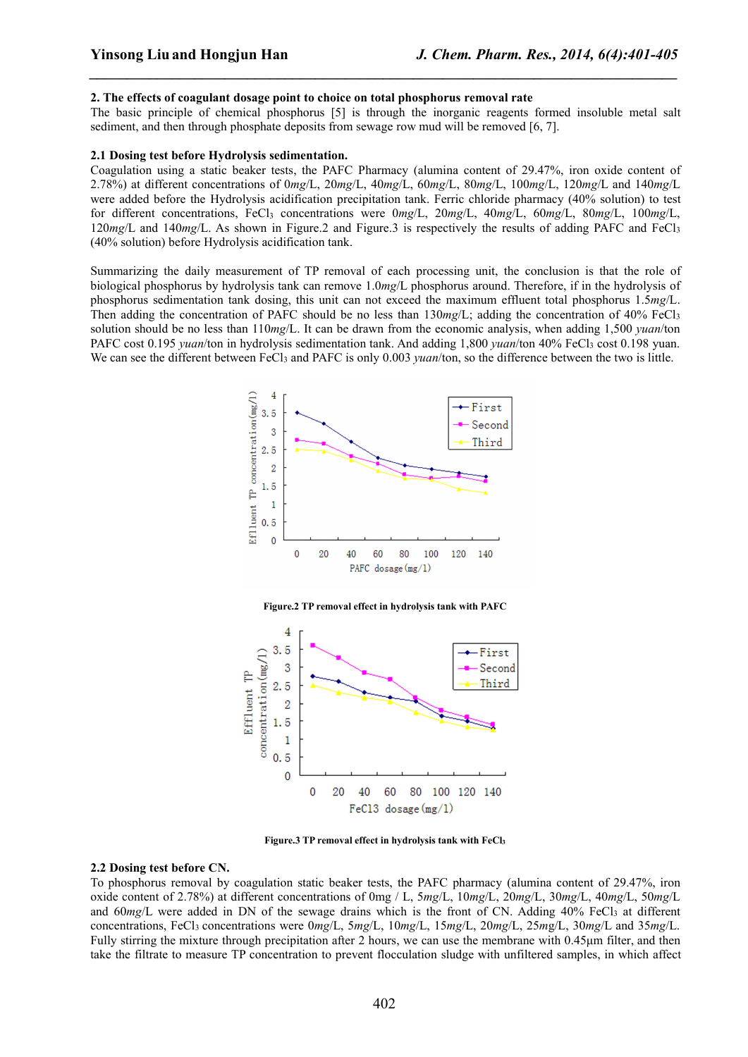### 2. The effects of coagulant dosage point to choice on total phosphorus removal rate

The basic principle of chemical phosphorus [5] is through the inorganic reagents formed insoluble metal salt sediment, and then through phosphate deposits from sewage row mud will be removed [6, 7].

### 2.1 Dosing test before Hydrolysis sedimentation.

Coagulation using a static beaker tests, the PAFC Pharmacy (alumina content of 29.47%, iron oxide content of 2.78%) at different concentrations of 0*mg*/L, 20*mg*/L, 40*mg*/L, 60*mg*/L, 80*mg*/L, 100*mg*/L, 120*mg*/L and 140*mg*/L were added before the Hydrolysis acidification precipitation tank. Ferric chloride pharmacy (40% solution) to test for different concentrations, $FeCl_3$ concentrations were 0*mg*/L, 20*mg*/L, 40*mg*/L, 60*mg*/L, 80*mg*/L, 100*mg*/L, 120*mg*/L and 140*mg*/L. As shown in Figure.2 and Figure.3 is respectively the results of adding PAFC and $FeCl_3$ (40% solution) before Hydrolysis acidification tank.

Summarizing the daily measurement of TP removal of each processing unit, the conclusion is that the role of biological phosphorus by hydrolysis tank can remove 1.0*mg*/L phosphorus around. Therefore, if in the hydrolysis of phosphorus sedimentation tank dosing, this unit can not exceed the maximum effluent total phosphorus 1.5*mg*/L. Then adding the concentration of PAFC should be no less than 130*mg*/L; adding the concentration of 40% $FeCl_3$ solution should be no less than 110*mg*/L. It can be drawn from the economic analysis, when adding 1,500 *yuan*/ton PAFC cost 0.195 *yuan*/ton in hydrolysis sedimentation tank. And adding 1,800 *yuan*/ton 40% $FeCl_3$ cost 0.198 yuan. We can see the different between $FeCl_3$ and PAFC is only 0.003 *yuan*/ton, so the difference between the two is little.

**Figure.2 TP removal effect in hydrolysis tank with PAFC**

**Figure.3 TP removal effect in hydrolysis tank with $FeCl_3$**

### 2.2 Dosing test before CN.

To phosphorus removal by coagulation static beaker tests, the PAFC pharmacy (alumina content of 29.47%, iron oxide content of 2.78%) at different concentrations of 0mg / L, 5*mg*/L, 10*mg*/L, 20*mg*/L, 30*mg*/L, 40*mg*/L, 50*mg*/L and 60*mg*/L were added in DN of the sewage drains which is the front of CN. Adding 40% $FeCl_3$ at different concentrations, $FeCl_3$ concentrations were 0*mg*/L, 5*mg*/L, 10*mg*/L, 15*mg*/L, 20*mg*/L, 25*mg*/L, 30*mg*/L and 35*mg*/L. Fully stirring the mixture through precipitation after 2 hours, we can use the membrane with 0.45μm filter, and then take the filtrate to measure TP concentration to prevent flocculation sludge with unfiltered samples, in which affect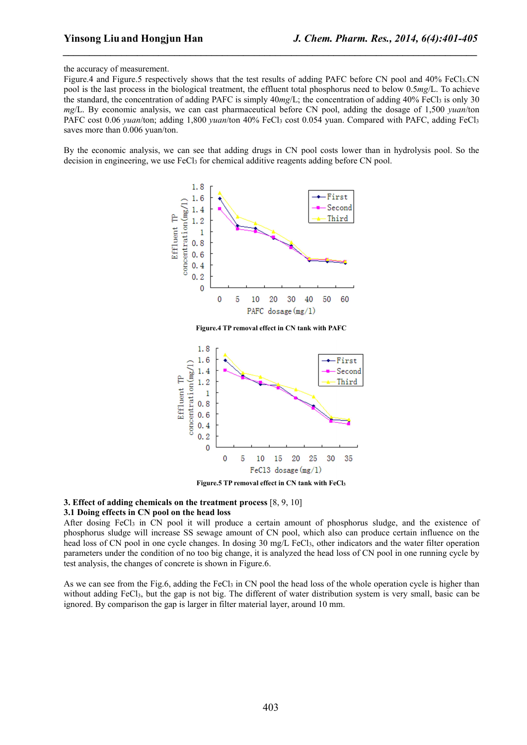the accuracy of measurement.

Figure.4 and Figure.5 respectively shows that the test results of adding PAFC before CN pool and 40% $FeCl_3$.CN pool is the last process in the biological treatment, the effluent total phosphorus need to below 0.5*mg*/L. To achieve the standard, the concentration of adding PAFC is simply 40*mg*/L; the concentration of adding 40% $FeCl_3$ is only 30 *mg*/L. By economic analysis, we can cast pharmaceutical before CN pool, adding the dosage of 1,500 *yuan*/ton PAFC cost 0.06 *yuan*/ton; adding 1,800 *yuan*/ton 40% $FeCl_3$ cost 0.054 yuan. Compared with PAFC, adding $FeCl_3$ saves more than 0.006 yuan/ton.

By the economic analysis, we can see that adding drugs in CN pool costs lower than in hydrolysis pool. So the decision in engineering, we use $FeCl_3$ for chemical additive reagents adding before CN pool.

**Figure.4 TP removal effect in CN tank with PAFC**

**Figure.5 TP removal effect in CN tank with $FeCl_3$**

**3. Effect of adding chemicals on the treatment process** [8, 9, 10]

**3.1 Doing effects in CN pool on the head loss**

After dosing $FeCl_3$ in CN pool it will produce a certain amount of phosphorus sludge, and the existence of phosphorus sludge will increase SS sewage amount of CN pool, which also can produce certain influence on the head loss of CN pool in one cycle changes. In dosing 30 mg/L $FeCl_3$, other indicators and the water filter operation parameters under the condition of no too big change, it is analyzed the head loss of CN pool in one running cycle by test analysis, the changes of concrete is shown in Figure.6.

As we can see from the Fig.6, adding the $FeCl_3$ in CN pool the head loss of the whole operation cycle is higher than without adding $FeCl_3$, but the gap is not big. The different of water distribution system is very small, basic can be ignored. By comparison the gap is larger in filter material layer, around 10 mm.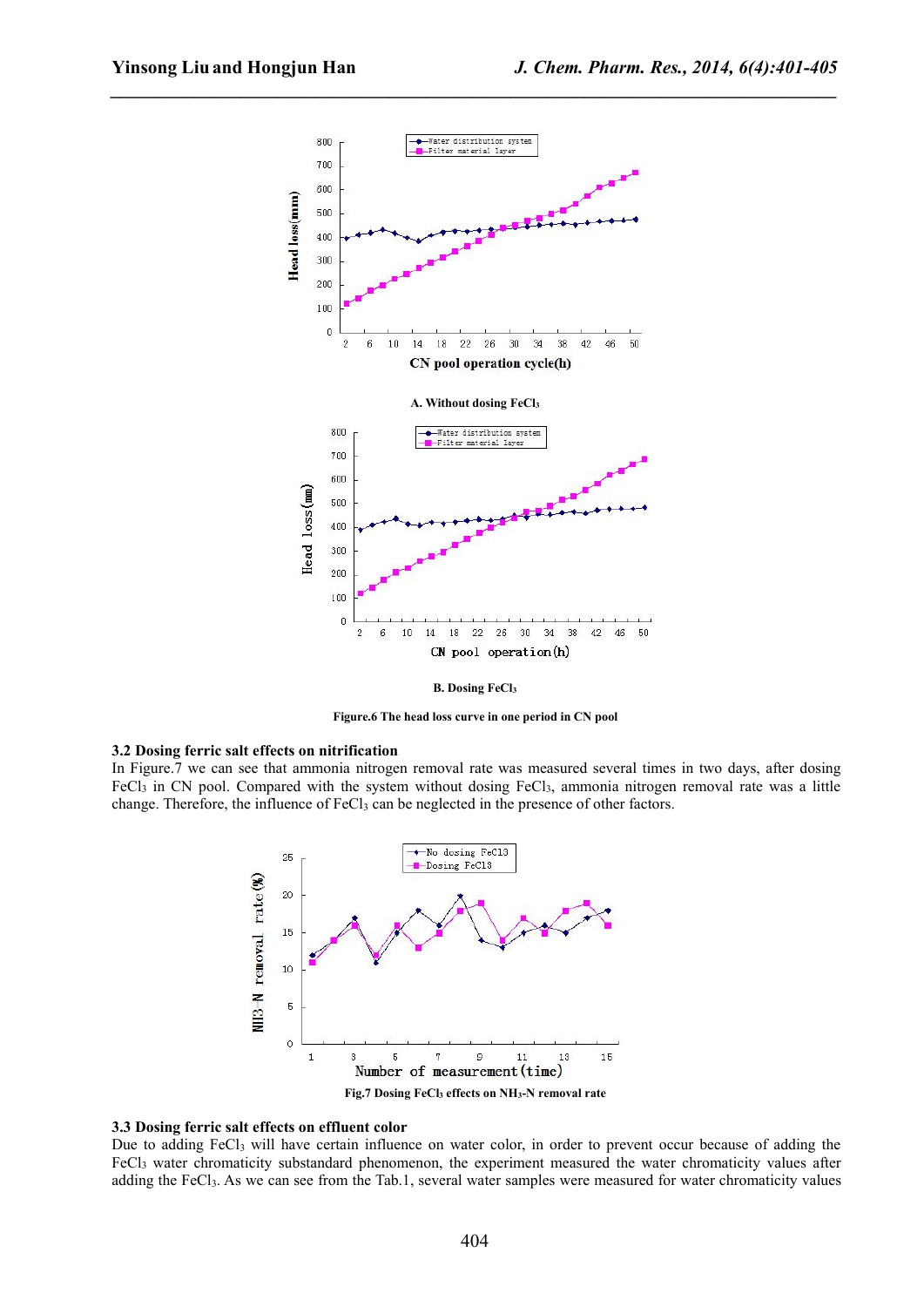A. Without dosing $FeCl_3$

B. Dosing $FeCl_3$

**Figure.6 The head loss curve in one period in CN pool**

### 3.2 Dosing ferric salt effects on nitrification

In Figure.7 we can see that ammonia nitrogen removal rate was measured several times in two days, after dosing $FeCl_3$ in CN pool. Compared with the system without dosing $FeCl_3$, ammonia nitrogen removal rate was a little change. Therefore, the influence of $FeCl_3$ can be neglected in the presence of other factors.

**Fig.7 Dosing $FeCl_3$ effects on $NH_3$-N removal rate**

### 3.3 Dosing ferric salt effects on effluent color

Due to adding $FeCl_3$ will have certain influence on water color, in order to prevent occur because of adding the $FeCl_3$ water chromaticity substandard phenomenon, the experiment measured the water chromaticity values after adding the $FeCl_3$. As we can see from the Tab.1, several water samples were measured for water chromaticity values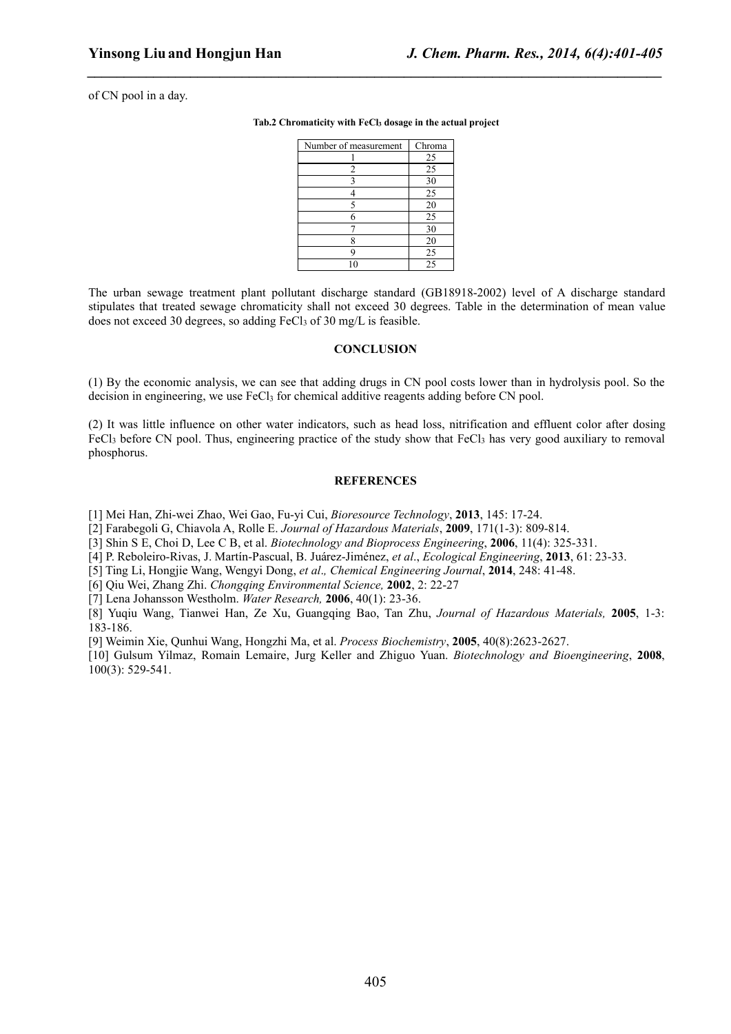of CN pool in a day.

**Tab.2 Chromaticity with $FeCl_3$ dosage in the actual project**

| Number of measurement | Chroma |
|---|---|
| 1 | 25 |
| 2 | 25 |
| 3 | 30 |
| 4 | 25 |
| 5 | 20 |
| 6 | 25 |
| 7 | 30 |
| 8 | 20 |
| 9 | 25 |
| 10 | 25 |

The urban sewage treatment plant pollutant discharge standard (GB18918-2002) level of A discharge standard stipulates that treated sewage chromaticity shall not exceed 30 degrees. Table in the determination of mean value does not exceed 30 degrees, so adding $FeCl_3$ of 30 mg/L is feasible.

## CONCLUSION

(1) By the economic analysis, we can see that adding drugs in CN pool costs lower than in hydrolysis pool. So the decision in engineering, we use $FeCl_3$ for chemical additive reagents adding before CN pool.

(2) It was little influence on other water indicators, such as head loss, nitrification and effluent color after dosing $FeCl_3$ before CN pool. Thus, engineering practice of the study show that $FeCl_3$ has very good auxiliary to removal phosphorus.

## REFERENCES

[1] Mei Han, Zhi-wei Zhao, Wei Gao, Fu-yi Cui, *Bioresource Technology*, **2013**, 145: 17-24.

[2] Farabegoli G, Chiavola A, Rolle E. *Journal of Hazardous Materials*, **2009**, 171(1-3): 809-814.

[3] Shin S E, Choi D, Lee C B, et al. *Biotechnology and Bioprocess Engineering*, **2006**, 11(4): 325-331.

[4] P. Reboleiro-Rivas, J. Martín-Pascual, B. Juárez-Jiménez, *et al*., *Ecological Engineering*, **2013**, 61: 23-33.

[5] Ting Li, Hongjie Wang, Wengyi Dong, *et al*., *Chemical Engineering Journal*, **2014**, 248: 41-48.

[6] Qiu Wei, Zhang Zhi. *Chongqing Environmental Science,* **2002**, 2: 22-27

[7] Lena Johansson Westholm. *Water Research,* **2006**, 40(1): 23-36.

[8] Yuqiu Wang, Tianwei Han, Ze Xu, Guangqing Bao, Tan Zhu, *Journal of Hazardous Materials,* **2005**, 1-3: 183-186.

[9] Weimin Xie, Qunhui Wang, Hongzhi Ma, et al. *Process Biochemistry*, **2005**, 40(8):2623-2627.

[10] Gulsum Yilmaz, Romain Lemaire, Jurg Keller and Zhiguo Yuan. *Biotechnology and Bioengineering*, **2008**, 100(3): 529-541.